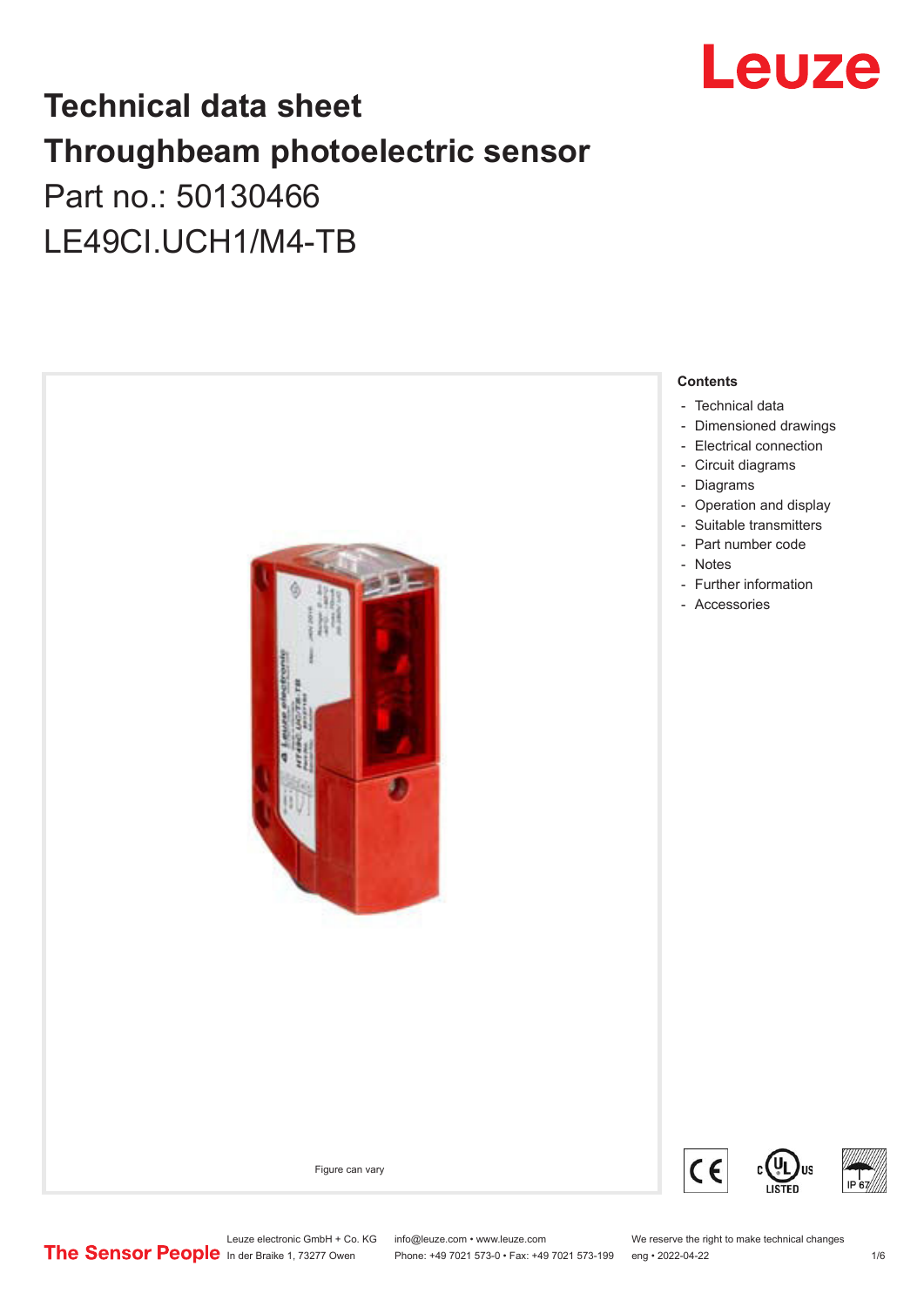# Technical data sheet
# Throughbeam photoelectric sensor
## Part no.: 50130466
## LE49CI.UCH1/M4-TB

Figure can vary

**Contents**

- Technical data
- Dimensioned drawings
- Electrical connection
- Circuit diagrams
- Diagrams
- Operation and display
- Suitable transmitters
- Part number code
- Notes
- Further information
- Accessories

Leuze electronic GmbH + Co. KG
In der Braike 1, 73277 Owen

info@leuze.com • www.leuze.com
Phone: +49 7021 573-0 • Fax: +49 7021 573-199

We reserve the right to make technical changes
eng • 2022-04-22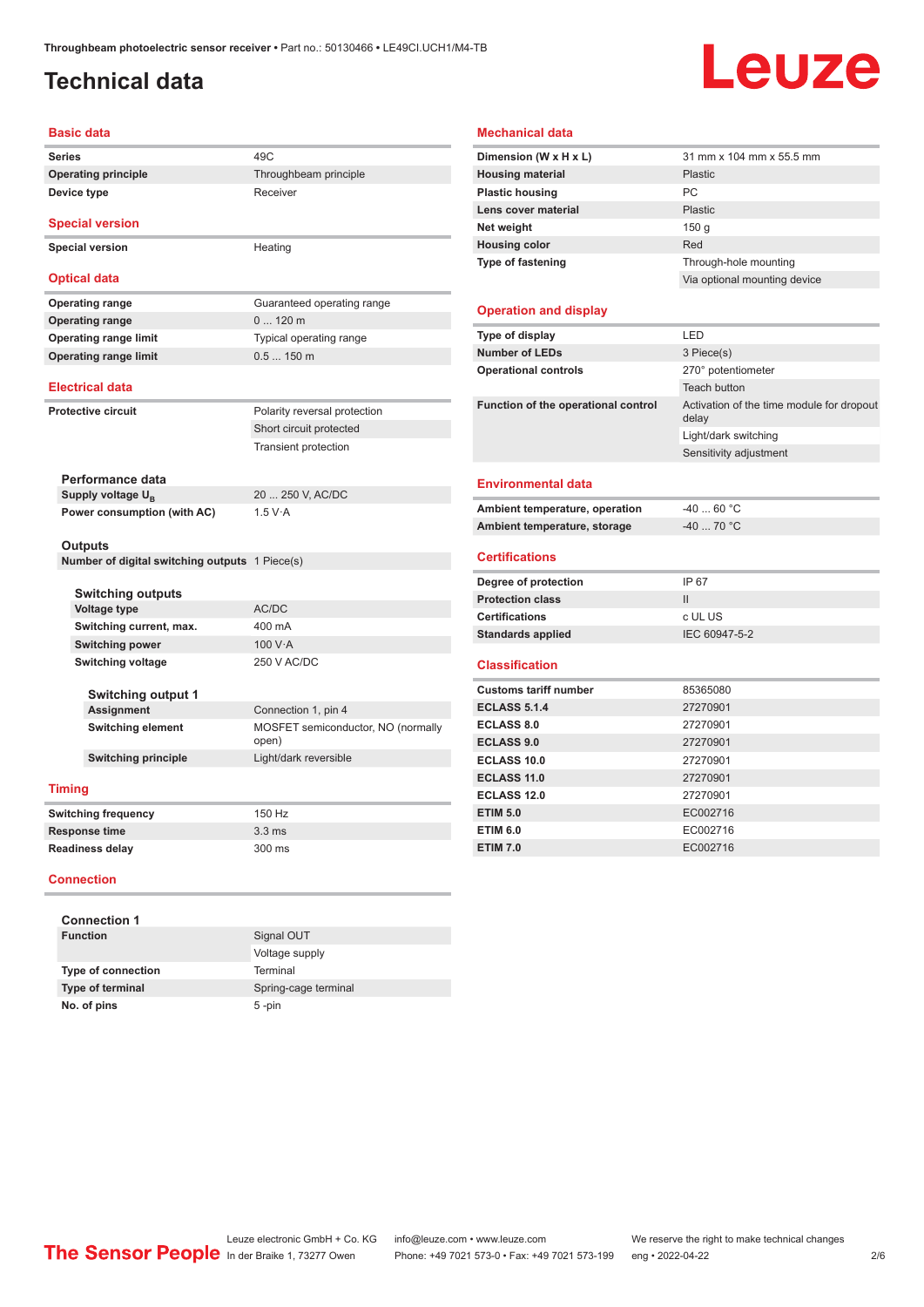# Technical data

## Basic data

| | |
|---|---|
| Series | 49C |
| Operating principle | Throughbeam principle |
| Device type | Receiver |

## Special version

| | |
|---|---|
| Special version | Heating |

## Optical data

| | |
|---|---|
| Operating range | Guaranteed operating range |
| Operating range | 0 ... 120 m |
| Operating range limit | Typical operating range |
| Operating range limit | 0.5 ... 150 m |

## Electrical data

| | |
|---|---|
| Protective circuit | Polarity reversal protection |
| | Short circuit protected |
| | Transient protection |

### Performance data

| | |
|---|---|
| Supply voltage $U_B$ | 20 ... 250 V, AC/DC |
| Power consumption (with AC) | 1.5 V·A |

### Outputs

| | |
|---|---|
| Number of digital switching outputs | 1 Piece(s) |

### Switching outputs

| | |
|---|---|
| Voltage type | AC/DC |
| Switching current, max. | 400 mA |
| Switching power | 100 V·A |
| Switching voltage | 250 V AC/DC |

### Switching output 1

| | |
|---|---|
| Assignment | Connection 1, pin 4 |
| Switching element | MOSFET semiconductor, NO (normally open) |
| Switching principle | Light/dark reversible |

## Timing

| | |
|---|---|
| Switching frequency | 150 Hz |
| Response time | 3.3 ms |
| Readiness delay | 300 ms |

## Connection

### Connection 1

| | |
|---|---|
| Function | Signal OUT |
| | Voltage supply |
| Type of connection | Terminal |
| Type of terminal | Spring-cage terminal |
| No. of pins | 5 -pin |

## Mechanical data

| | |
|---|---|
| Dimension (W x H x L) | 31 mm x 104 mm x 55.5 mm |
| Housing material | Plastic |
| Plastic housing | PC |
| Lens cover material | Plastic |
| Net weight | 150 g |
| Housing color | Red |
| Type of fastening | Through-hole mounting |
| | Via optional mounting device |

## Operation and display

| | |
|---|---|
| Type of display | LED |
| Number of LEDs | 3 Piece(s) |
| Operational controls | 270° potentiometer |
| | Teach button |
| Function of the operational control | Activation of the time module for dropout delay |
| | Light/dark switching |
| | Sensitivity adjustment |

## Environmental data

| | |
|---|---|
| Ambient temperature, operation | -40 ... 60 °C |
| Ambient temperature, storage | -40 ... 70 °C |

## Certifications

| | |
|---|---|
| Degree of protection | IP 67 |
| Protection class | II |
| Certifications | c UL US |
| Standards applied | IEC 60947-5-2 |

## Classification

| | |
|---|---|
| Customs tariff number | 85365080 |
| ECLASS 5.1.4 | 27270901 |
| ECLASS 8.0 | 27270901 |
| ECLASS 9.0 | 27270901 |
| ECLASS 10.0 | 27270901 |
| ECLASS 11.0 | 27270901 |
| ECLASS 12.0 | 27270901 |
| ETIM 5.0 | EC002716 |
| ETIM 6.0 | EC002716 |
| ETIM 7.0 | EC002716 |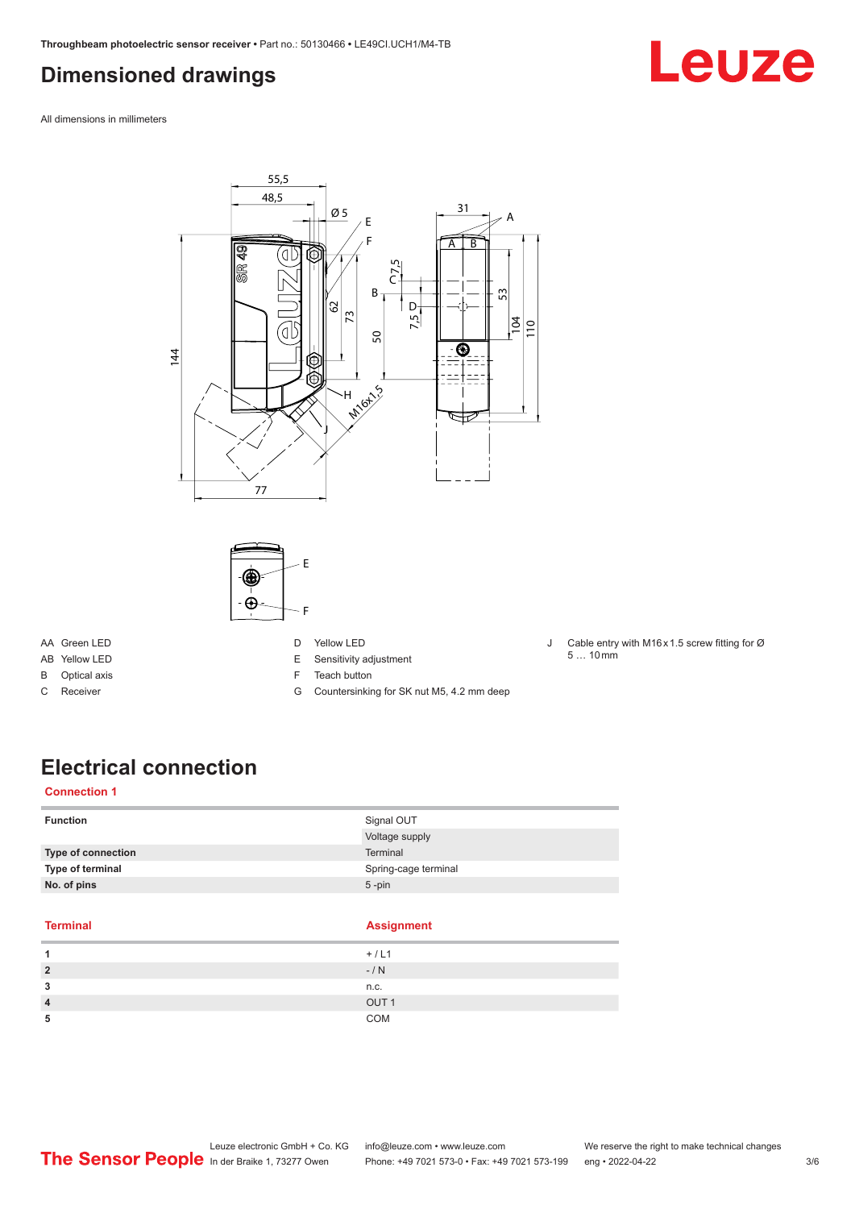## Dimensioned drawings

All dimensions in millimeters

AA Green LED
AB Yellow LED
B Optical axis
C Receiver
D Yellow LED
E Sensitivity adjustment
F Teach button
G Countersinking for SK nut M5, 4.2 mm deep
J Cable entry with M16 x 1.5 screw fitting for Ø 5 … 10 mm

## Electrical connection

### Connection 1

| | |
|---|---|
| **Function** | Signal OUT |
| | Voltage supply |
| **Type of connection** | Terminal |
| **Type of terminal** | Spring-cage terminal |
| **No. of pins** | 5 -pin |

| Terminal | Assignment |
|---|---|
| **1** | + / L1 |
| **2** | - / N |
| **3** | n.c. |
| **4** | OUT 1 |
| **5** | COM |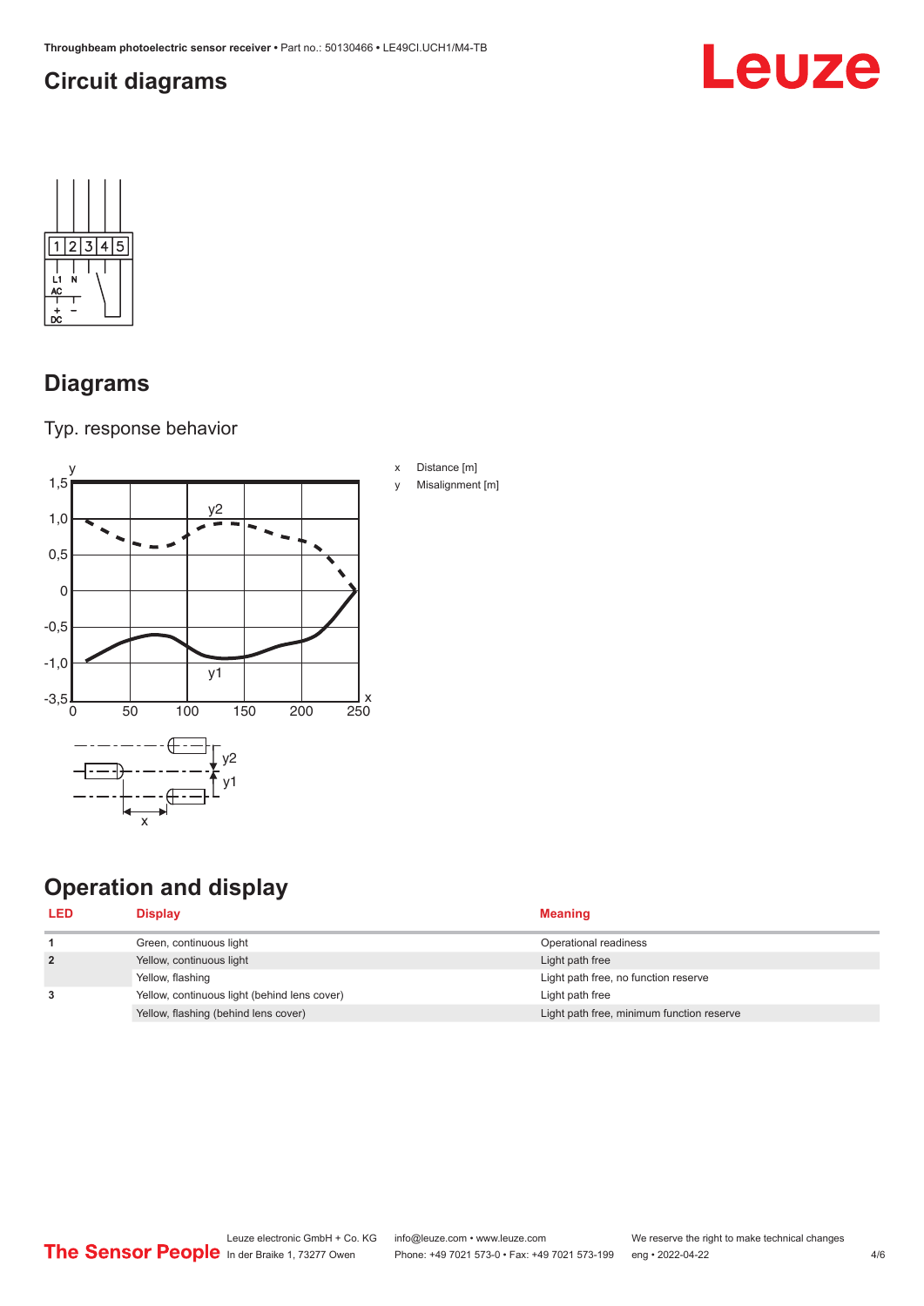## Circuit diagrams

## Diagrams

Typ. response behavior

x Distance [m]

y Misalignment [m]

## Operation and display

| LED | Display | Meaning |
|---|---|---|
| 1 | Green, continuous light | Operational readiness |
| 2 | Yellow, continuous light | Light path free |
| | Yellow, flashing | Light path free, no function reserve |
| 3 | Yellow, continuous light (behind lens cover) | Light path free |
| | Yellow, flashing (behind lens cover) | Light path free, minimum function reserve |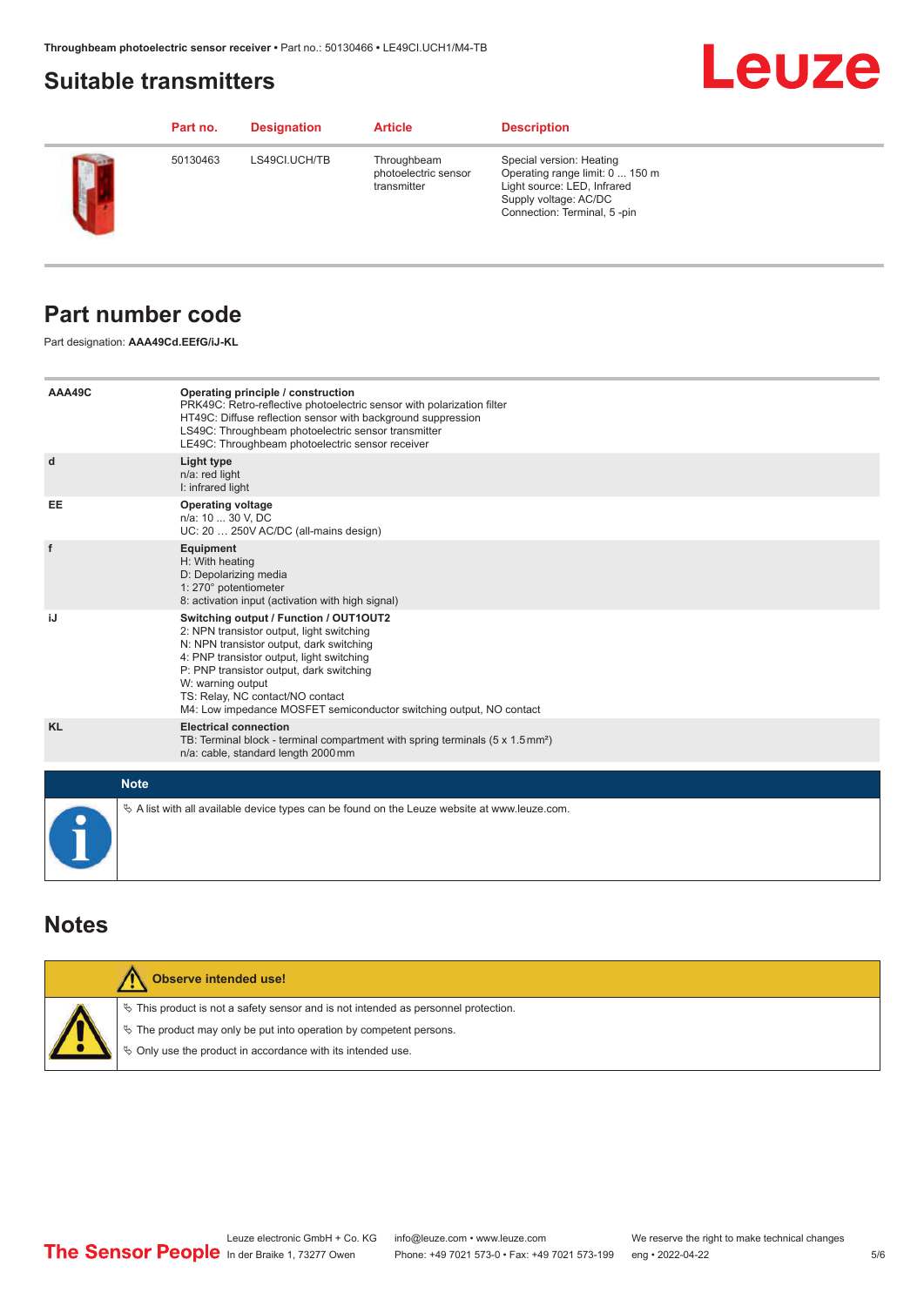## Suitable transmitters

| Part no. | Designation | Article | Description |
|---|---|---|---|
| 50130463 | LS49CI.UCH/TB | Throughbeam photoelectric sensor transmitter | Special version: Heating<br>Operating range limit: 0 ... 150 m<br>Light source: LED, Infrared<br>Supply voltage: AC/DC<br>Connection: Terminal, 5 -pin |

## Part number code

Part designation: **AAA49Cd.EEfG/iJ-KL**

| | |
|---|---|
| **AAA49C** | **Operating principle / construction**<br>PRK49C: Retro-reflective photoelectric sensor with polarization filter<br>HT49C: Diffuse reflection sensor with background suppression<br>LS49C: Throughbeam photoelectric sensor transmitter<br>LE49C: Throughbeam photoelectric sensor receiver |
| **d** | **Light type**<br>n/a: red light<br>I: infrared light |
| **EE** | **Operating voltage**<br>n/a: 10 ... 30 V, DC<br>UC: 20 … 250V AC/DC (all-mains design) |
| **f** | **Equipment**<br>H: With heating<br>D: Depolarizing media<br>1: 270° potentiometer<br>8: activation input (activation with high signal) |
| **iJ** | **Switching output / Function / OUT1OUT2**<br>2: NPN transistor output, light switching<br>N: NPN transistor output, dark switching<br>4: PNP transistor output, light switching<br>P: PNP transistor output, dark switching<br>W: warning output<br>TS: Relay, NC contact/NO contact<br>M4: Low impedance MOSFET semiconductor switching output, NO contact |
| **KL** | **Electrical connection**<br>TB: Terminal block - terminal compartment with spring terminals (5 x 1.5 mm²)<br>n/a: cable, standard length 2000 mm |

**Note**

- A list with all available device types can be found on the Leuze website at www.leuze.com.

## Notes

**Observe intended use!**

- This product is not a safety sensor and is not intended as personnel protection.
- The product may only be put into operation by competent persons.
- Only use the product in accordance with its intended use.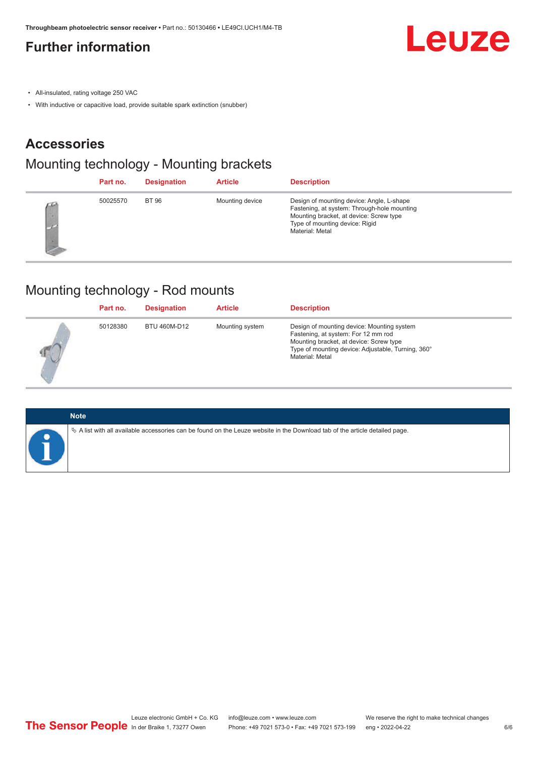## Further information

- All-insulated, rating voltage 250 VAC
- With inductive or capacitive load, provide suitable spark extinction (snubber)

# Accessories

## Mounting technology - Mounting brackets

| | Part no. | Designation | Article | Description |
|---|---|---|---|---|
| | 50025570 | BT 96 | Mounting device | Design of mounting device: Angle, L-shape<br>Fastening, at system: Through-hole mounting<br>Mounting bracket, at device: Screw type<br>Type of mounting device: Rigid<br>Material: Metal |

## Mounting technology - Rod mounts

| | Part no. | Designation | Article | Description |
|---|---|---|---|---|
| | 50128380 | BTU 460M-D12 | Mounting system | Design of mounting device: Mounting system<br>Fastening, at system: For 12 mm rod<br>Mounting bracket, at device: Screw type<br>Type of mounting device: Adjustable, Turning, 360°<br>Material: Metal |

**Note**

A list with all available accessories can be found on the Leuze website in the Download tab of the article detailed page.